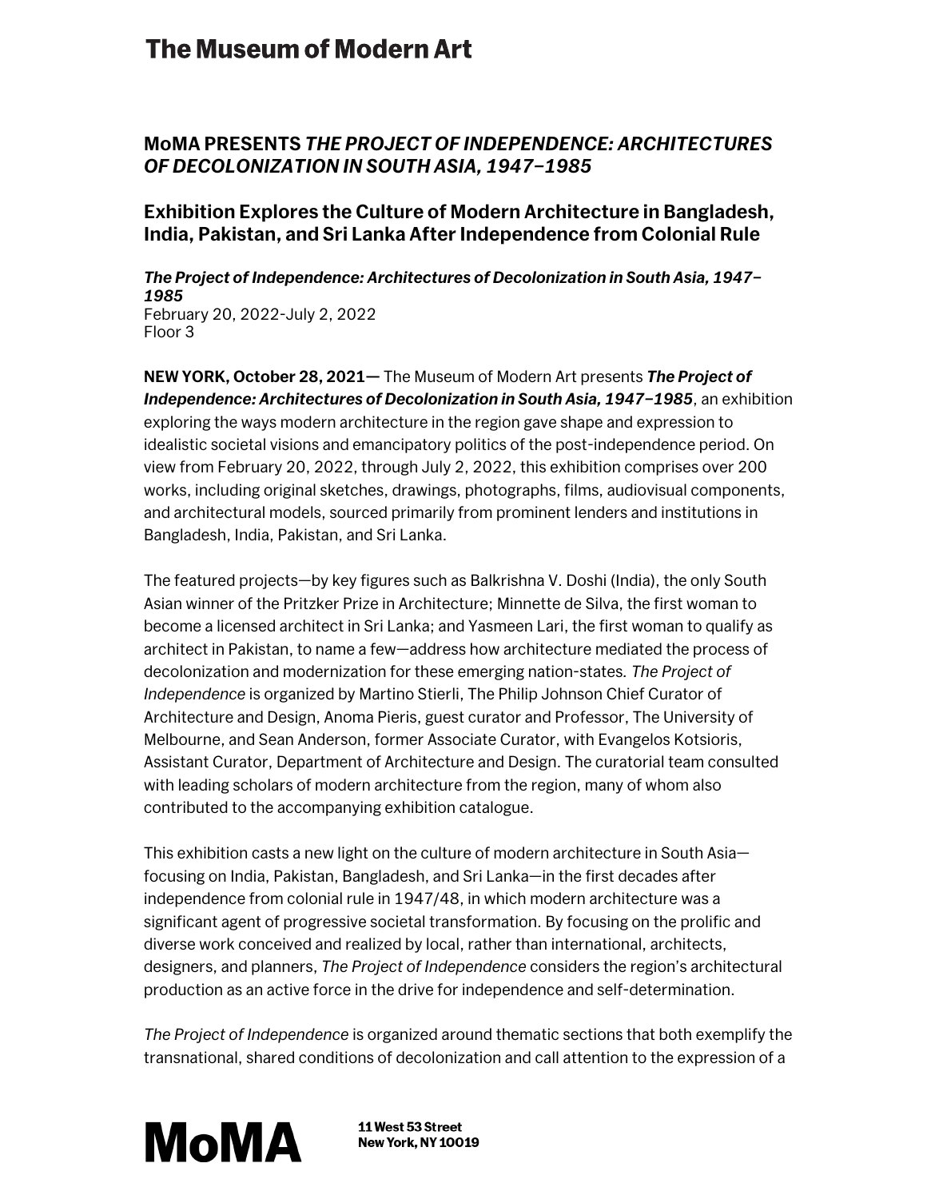# The Museum of Modern Art

## MoMA PRESENTS *THE PROJECT OF INDEPENDENCE: ARCHITECTURES OF DECOLONIZATION IN SOUTH ASIA, 1947–1985*

### Exhibition Explores the Culture of Modern Architecture in Bangladesh, India, Pakistan, and Sri Lanka After Independence from Colonial Rule

***The Project of Independence: Architectures of Decolonization in South Asia, 1947–1985***
February 20, 2022-July 2, 2022
Floor 3

**NEW YORK, October 28, 2021—** The Museum of Modern Art presents ***The Project of Independence: Architectures of Decolonization in South Asia, 1947–1985***, an exhibition exploring the ways modern architecture in the region gave shape and expression to idealistic societal visions and emancipatory politics of the post-independence period. On view from February 20, 2022, through July 2, 2022, this exhibition comprises over 200 works, including original sketches, drawings, photographs, films, audiovisual components, and architectural models, sourced primarily from prominent lenders and institutions in Bangladesh, India, Pakistan, and Sri Lanka.

The featured projects—by key figures such as Balkrishna V. Doshi (India), the only South Asian winner of the Pritzker Prize in Architecture; Minnette de Silva, the first woman to become a licensed architect in Sri Lanka; and Yasmeen Lari, the first woman to qualify as architect in Pakistan, to name a few—address how architecture mediated the process of decolonization and modernization for these emerging nation-states. *The Project of Independence* is organized by Martino Stierli, The Philip Johnson Chief Curator of Architecture and Design, Anoma Pieris, guest curator and Professor, The University of Melbourne, and Sean Anderson, former Associate Curator, with Evangelos Kotsioris, Assistant Curator, Department of Architecture and Design. The curatorial team consulted with leading scholars of modern architecture from the region, many of whom also contributed to the accompanying exhibition catalogue.

This exhibition casts a new light on the culture of modern architecture in South Asia—focusing on India, Pakistan, Bangladesh, and Sri Lanka—in the first decades after independence from colonial rule in 1947/48, in which modern architecture was a significant agent of progressive societal transformation. By focusing on the prolific and diverse work conceived and realized by local, rather than international, architects, designers, and planners, *The Project of Independence* considers the region's architectural production as an active force in the drive for independence and self-determination.

*The Project of Independence* is organized around thematic sections that both exemplify the transnational, shared conditions of decolonization and call attention to the expression of a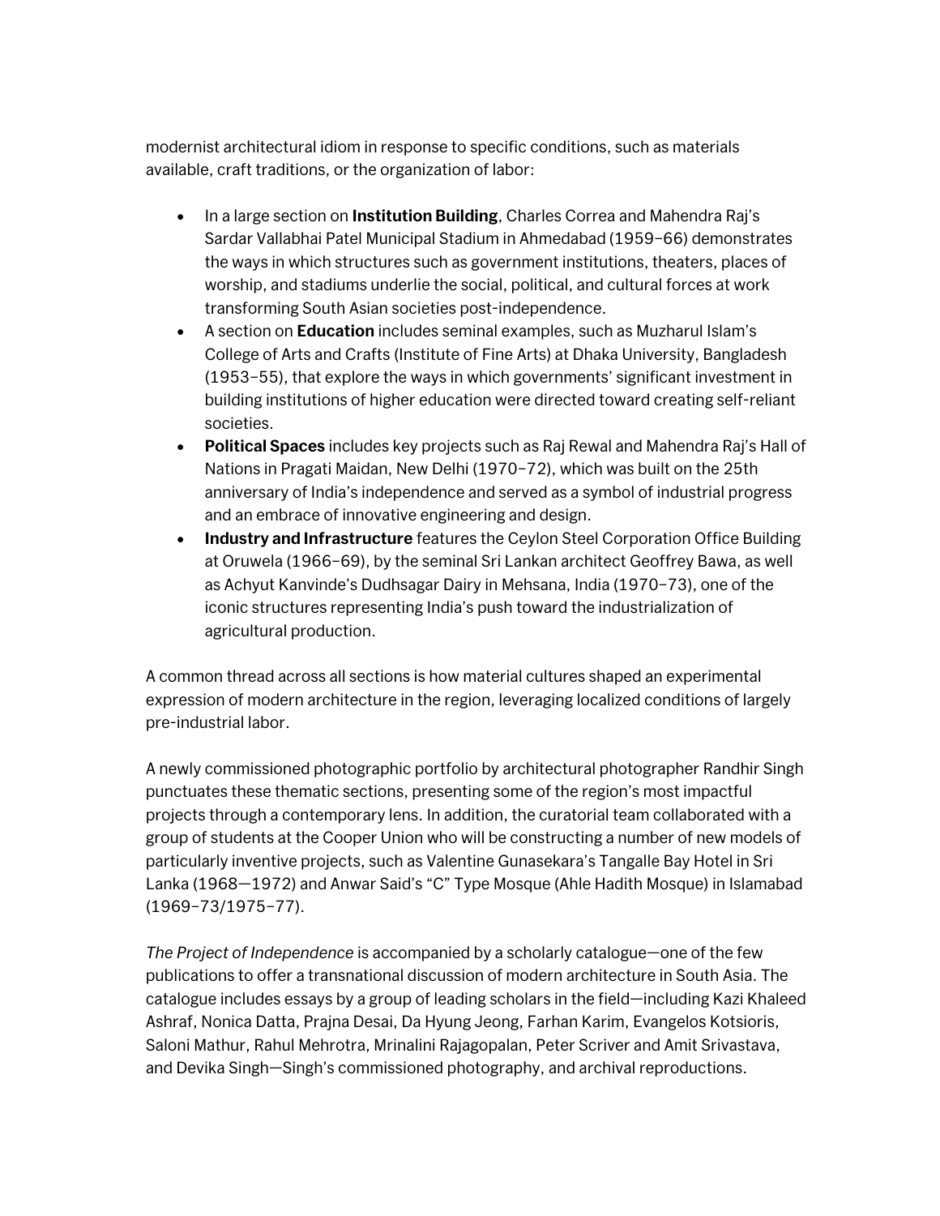modernist architectural idiom in response to specific conditions, such as materials available, craft traditions, or the organization of labor:

- In a large section on **Institution Building**, Charles Correa and Mahendra Raj's Sardar Vallabhai Patel Municipal Stadium in Ahmedabad (1959–66) demonstrates the ways in which structures such as government institutions, theaters, places of worship, and stadiums underlie the social, political, and cultural forces at work transforming South Asian societies post-independence.
- A section on **Education** includes seminal examples, such as Muzharul Islam's College of Arts and Crafts (Institute of Fine Arts) at Dhaka University, Bangladesh (1953–55), that explore the ways in which governments' significant investment in building institutions of higher education were directed toward creating self-reliant societies.
- **Political Spaces** includes key projects such as Raj Rewal and Mahendra Raj's Hall of Nations in Pragati Maidan, New Delhi (1970–72), which was built on the 25th anniversary of India's independence and served as a symbol of industrial progress and an embrace of innovative engineering and design.
- **Industry and Infrastructure** features the Ceylon Steel Corporation Office Building at Oruwela (1966–69), by the seminal Sri Lankan architect Geoffrey Bawa, as well as Achyut Kanvinde's Dudhsagar Dairy in Mehsana, India (1970–73), one of the iconic structures representing India's push toward the industrialization of agricultural production.

A common thread across all sections is how material cultures shaped an experimental expression of modern architecture in the region, leveraging localized conditions of largely pre-industrial labor.

A newly commissioned photographic portfolio by architectural photographer Randhir Singh punctuates these thematic sections, presenting some of the region's most impactful projects through a contemporary lens. In addition, the curatorial team collaborated with a group of students at the Cooper Union who will be constructing a number of new models of particularly inventive projects, such as Valentine Gunasekara's Tangalle Bay Hotel in Sri Lanka (1968—1972) and Anwar Said's "C" Type Mosque (Ahle Hadith Mosque) in Islamabad (1969–73/1975–77).

*The Project of Independence* is accompanied by a scholarly catalogue—one of the few publications to offer a transnational discussion of modern architecture in South Asia. The catalogue includes essays by a group of leading scholars in the field—including Kazi Khaleed Ashraf, Nonica Datta, Prajna Desai, Da Hyung Jeong, Farhan Karim, Evangelos Kotsioris, Saloni Mathur, Rahul Mehrotra, Mrinalini Rajagopalan, Peter Scriver and Amit Srivastava, and Devika Singh—Singh's commissioned photography, and archival reproductions.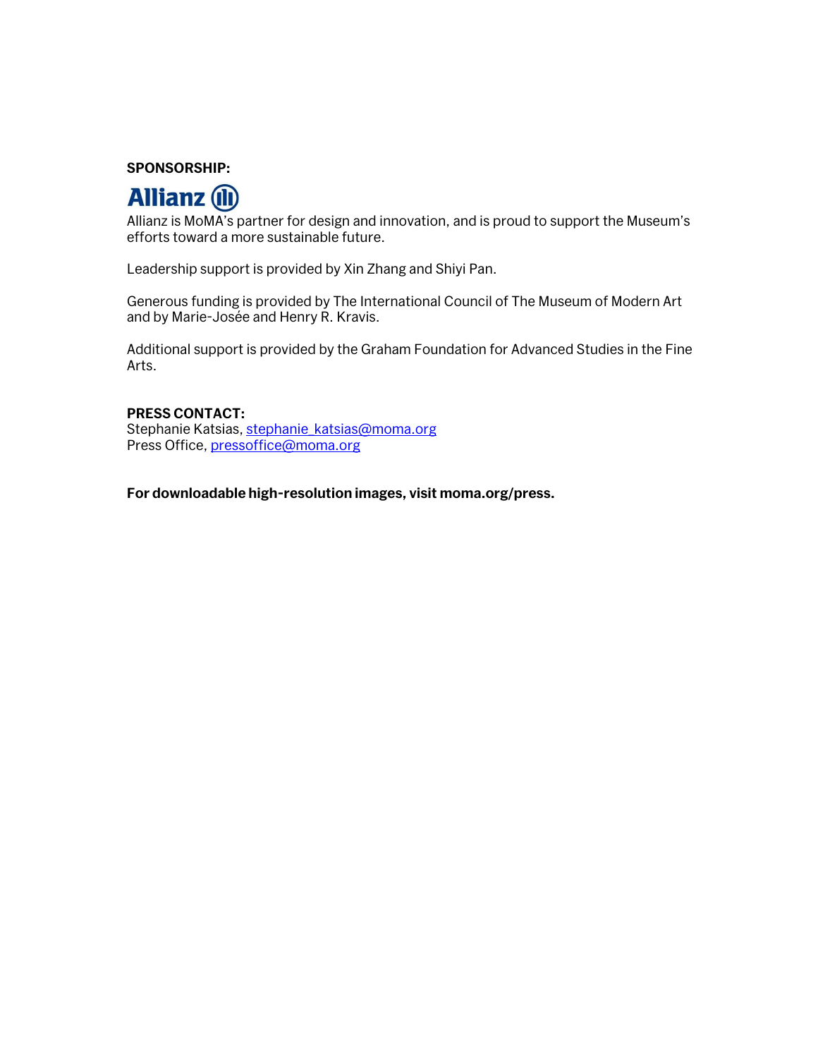**SPONSORSHIP:**

Allianz

Allianz is MoMA's partner for design and innovation, and is proud to support the Museum's efforts toward a more sustainable future.

Leadership support is provided by Xin Zhang and Shiyi Pan.

Generous funding is provided by The International Council of The Museum of Modern Art and by Marie-Josée and Henry R. Kravis.

Additional support is provided by the Graham Foundation for Advanced Studies in the Fine Arts.

**PRESS CONTACT:**
Stephanie Katsias, stephanie_katsias@moma.org
Press Office, pressoffice@moma.org

**For downloadable high-resolution images, visit moma.org/press.**